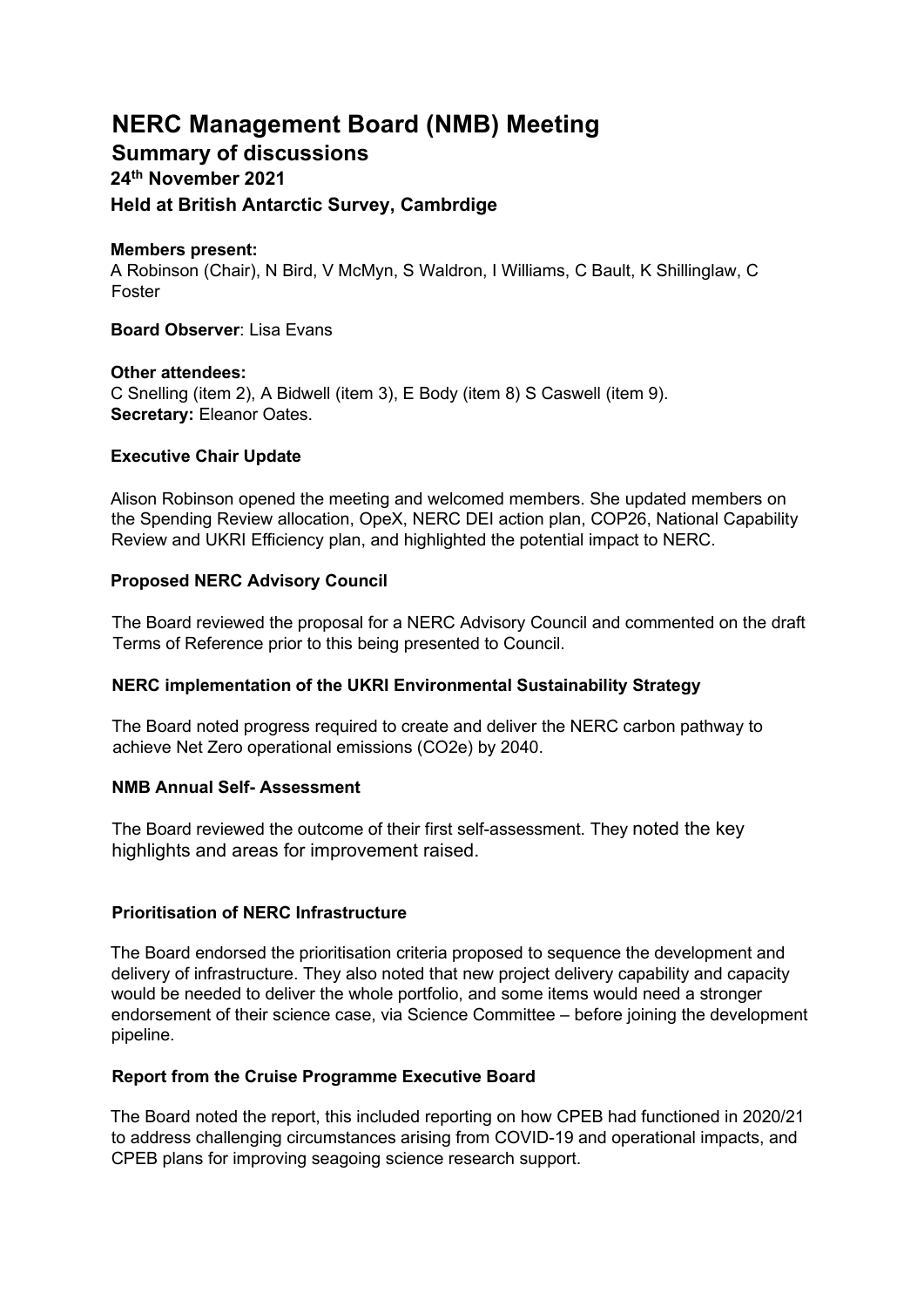# NERC Management Board (NMB) Meeting

## Summary of discussions

### 24th November 2021

### Held at British Antarctic Survey, Cambrdige

**Members present:**
A Robinson (Chair), N Bird, V McMyn, S Waldron, I Williams, C Bault, K Shillinglaw, C Foster

**Board Observer**: Lisa Evans

**Other attendees:**
C Snelling (item 2), A Bidwell (item 3), E Body (item 8) S Caswell (item 9).
**Secretary:** Eleanor Oates.

**Executive Chair Update**

Alison Robinson opened the meeting and welcomed members. She updated members on the Spending Review allocation, OpeX, NERC DEI action plan, COP26, National Capability Review and UKRI Efficiency plan, and highlighted the potential impact to NERC.

**Proposed NERC Advisory Council**

The Board reviewed the proposal for a NERC Advisory Council and commented on the draft Terms of Reference prior to this being presented to Council.

**NERC implementation of the UKRI Environmental Sustainability Strategy**

The Board noted progress required to create and deliver the NERC carbon pathway to achieve Net Zero operational emissions ($CO_2e$) by 2040.

**NMB Annual Self- Assessment**

The Board reviewed the outcome of their first self-assessment. They noted the key highlights and areas for improvement raised.

**Prioritisation of NERC Infrastructure**

The Board endorsed the prioritisation criteria proposed to sequence the development and delivery of infrastructure. They also noted that new project delivery capability and capacity would be needed to deliver the whole portfolio, and some items would need a stronger endorsement of their science case, via Science Committee – before joining the development pipeline.

**Report from the Cruise Programme Executive Board**

The Board noted the report, this included reporting on how CPEB had functioned in 2020/21 to address challenging circumstances arising from COVID-19 and operational impacts, and CPEB plans for improving seagoing science research support.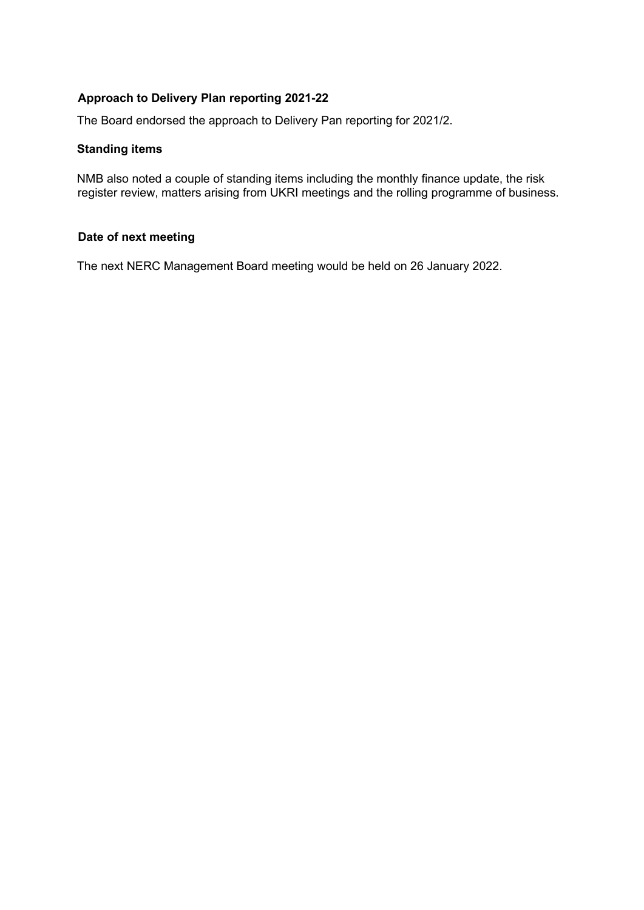### Approach to Delivery Plan reporting 2021-22

The Board endorsed the approach to Delivery Pan reporting for 2021/2.

### Standing items

NMB also noted a couple of standing items including the monthly finance update, the risk register review, matters arising from UKRI meetings and the rolling programme of business.

### Date of next meeting

The next NERC Management Board meeting would be held on 26 January 2022.